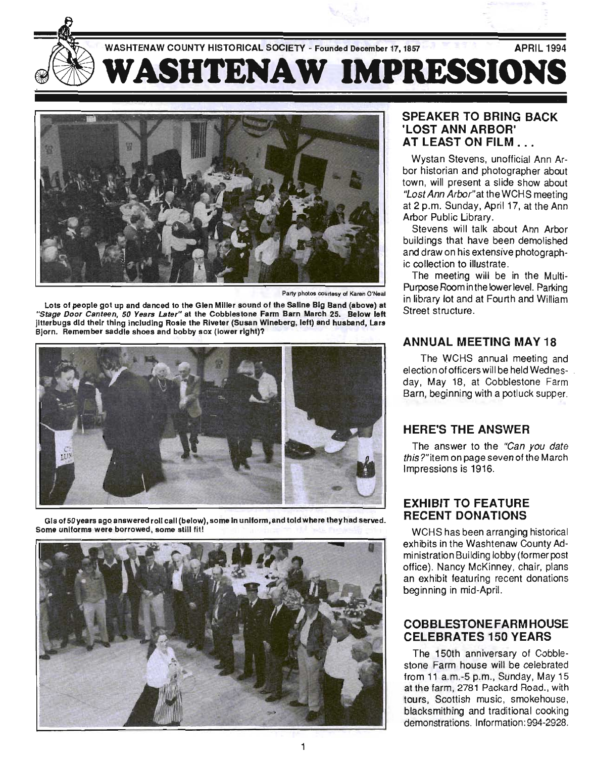WASHTENAW COUNTY HISTORICAL SOCIETY - Founded December 17, 1857 APRIL 1994

# WASHTENAW IMPRESSIONS

Party photos courtesy of Karen O'Neal

**Lots of people got up and danced to the Glen Miller sound of the Saline Big Band (above) at *"Stage Door Canteen, 50 Years Later"* at the Cobblestone Farm Barn March 25. Below left jitterbugs did their thing including Rosie the Riveter (Susan Wineberg, left) and husband, Lars Bjorn. Remember saddle shoes and bobby sox (lower right)?**

**GIs of 50 years ago answered roll call (below), some in uniform, and told where they had served. Some uniforms were borrowed, some still fit!**

## SPEAKER TO BRING BACK 'LOST ANN ARBOR' AT LEAST ON FILM . . .

Wystan Stevens, unofficial Ann Arbor historian and photographer about town, will present a slide show about *"Lost Ann Arbor"* at the WCHS meeting at 2 p.m. Sunday, April 17, at the Ann Arbor Public Library.

Stevens will talk about Ann Arbor buildings that have been demolished and draw on his extensive photographic collection to illustrate.

The meeting will be in the Multi-Purpose Room in the lower level. Parking in library lot and at Fourth and William Street structure.

## ANNUAL MEETING MAY 18

The WCHS annual meeting and election of officers will be held Wednesday, May 18, at Cobblestone Farm Barn, beginning with a potluck supper.

## HERE'S THE ANSWER

The answer to the *"Can you date this?"* item on page seven of the March Impressions is 1916.

## EXHIBIT TO FEATURE RECENT DONATIONS

WCHS has been arranging historical exhibits in the Washtenaw County Administration Building lobby (former post office). Nancy McKinney, chair, plans an exhibit featuring recent donations beginning in mid-April.

## COBBLESTONE FARMHOUSE CELEBRATES 150 YEARS

The 150th anniversary of Cobblestone Farm house will be celebrated from 11 a.m.-5 p.m., Sunday, May 15 at the farm, 2781 Packard Road., with tours, Scottish music, smokehouse, blacksmithing and traditional cooking demonstrations. Information: 994-2928.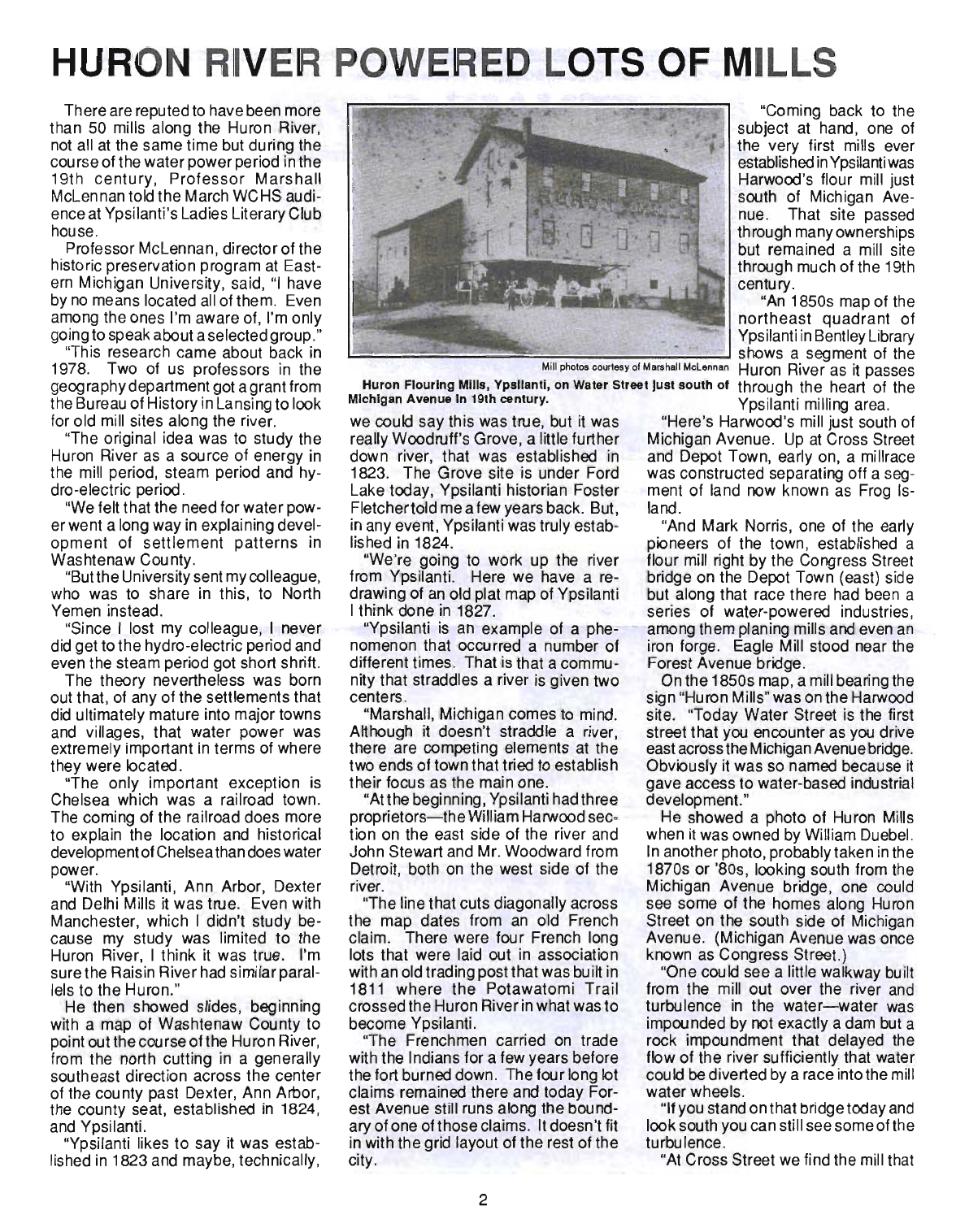# HURON RIVER POWERED LOTS OF MILLS

There are reputed to have been more than 50 mills along the Huron River, not all at the same time but during the course of the water power period in the 19th century, Professor Marshall McLennan told the March WCHS audience at Ypsilanti's Ladies Literary Club house.

Professor McLennan, director of the historic preservation program at Eastern Michigan University, said, "I have by no means located all of them. Even among the ones I'm aware of, I'm only going to speak about a selected group."

"This research came about back in 1978. Two of us professors in the geography department got a grant from the Bureau of History in Lansing to look for old mill sites along the river.

"The original idea was to study the Huron River as a source of energy in the mill period, steam period and hydro-electric period.

"We felt that the need for water power went a long way in explaining development of settlement patterns in Washtenaw County.

"But the University sent my colleague, who was to share in this, to North Yemen instead.

"Since I lost my colleague, I never did get to the hydro-electric period and even the steam period got short shrift.

The theory nevertheless was born out that, of any of the settlements that did ultimately mature into major towns and villages, that water power was extremely important in terms of where they were located.

"The only important exception is Chelsea which was a railroad town. The coming of the railroad does more to explain the location and historical development of Chelsea than does water power.

"With Ypsilanti, Ann Arbor, Dexter and Delhi Mills it was true. Even with Manchester, which I didn't study because my study was limited to the Huron River, I think it was true. I'm sure the Raisin River had similar parallels to the Huron."

He then showed slides, beginning with a map of Washtenaw County to point out the course of the Huron River, from the north cutting in a generally southeast direction across the center of the county past Dexter, Ann Arbor, the county seat, established in 1824, and Ypsilanti.

"Ypsilanti likes to say it was established in 1823 and maybe, technically, we could say this was true, but it was really Woodruff's Grove, a little further down river, that was established in 1823. The Grove site is under Ford Lake today, Ypsilanti historian Foster Fletcher told me a few years back. But, in any event, Ypsilanti was truly established in 1824.

Mill photos courtesy of Marshall McLennan

**Huron Flouring Mills, Ypsilanti, on Water Street just south of Michigan Avenue in 19th century.**

"We're going to work up the river from Ypsilanti. Here we have a redrawing of an old plat map of Ypsilanti I think done in 1827.

"Ypsilanti is an example of a phenomenon that occurred a number of different times. That is that a community that straddles a river is given two centers.

"Marshall, Michigan comes to mind. Although it doesn't straddle a river, there are competing elements at the two ends of town that tried to establish their focus as the main one.

"At the beginning, Ypsilanti had three proprietors—the William Harwood section on the east side of the river and John Stewart and Mr. Woodward from Detroit, both on the west side of the river.

"The line that cuts diagonally across the map dates from an old French claim. There were four French long lots that were laid out in association with an old trading post that was built in 1811 where the Potawatomi Trail crossed the Huron River in what was to become Ypsilanti.

"The Frenchmen carried on trade with the Indians for a few years before the fort burned down. The four long lot claims remained there and today Forest Avenue still runs along the boundary of one of those claims. It doesn't fit in with the grid layout of the rest of the city.

"Coming back to the subject at hand, one of the very first mills ever established in Ypsilanti was Harwood's flour mill just south of Michigan Avenue. That site passed through many ownerships but remained a mill site through much of the 19th century.

"An 1850s map of the northeast quadrant of Ypsilanti in Bentley Library shows a segment of the Huron River as it passes through the heart of the Ypsilanti milling area.

"Here's Harwood's mill just south of Michigan Avenue. Up at Cross Street and Depot Town, early on, a millrace was constructed separating off a segment of land now known as Frog Island.

"And Mark Norris, one of the early pioneers of the town, established a flour mill right by the Congress Street bridge on the Depot Town (east) side but along that race there had been a series of water-powered industries, among them planing mills and even an iron forge. Eagle Mill stood near the Forest Avenue bridge.

On the 1850s map, a mill bearing the sign "Huron Mills" was on the Harwood site. "Today Water Street is the first street that you encounter as you drive east across the Michigan Avenue bridge. Obviously it was so named because it gave access to water-based industrial development."

He showed a photo of Huron Mills when it was owned by William Duebel. In another photo, probably taken in the 1870s or '80s, looking south from the Michigan Avenue bridge, one could see some of the homes along Huron Street on the south side of Michigan Avenue. (Michigan Avenue was once known as Congress Street.)

"One could see a little walkway built from the mill out over the river and turbulence in the water—water was impounded by not exactly a dam but a rock impoundment that delayed the flow of the river sufficiently that water could be diverted by a race into the mill water wheels.

"If you stand on that bridge today and look south you can still see some of the turbulence.

"At Cross Street we find the mill that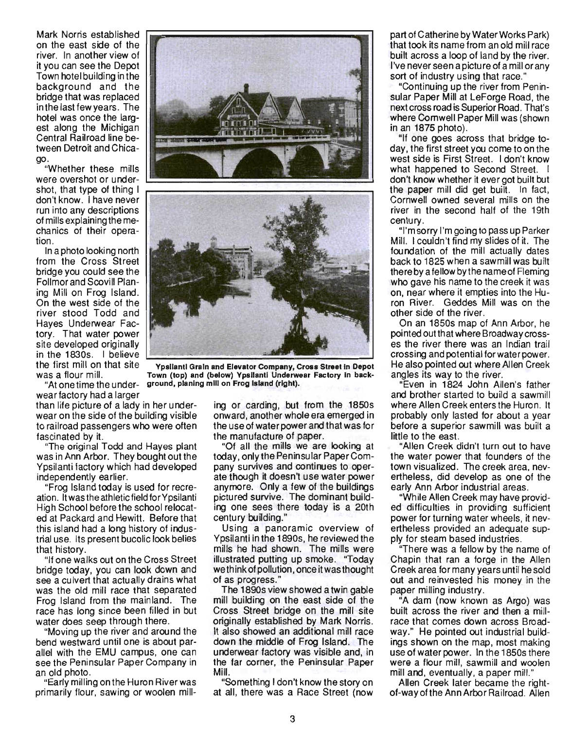Mark Norris established on the east side of the river. In another view of it you can see the Depot Town hotel building in the background and the bridge that was replaced in the last few years. The hotel was once the largest along the Michigan Central Railroad line between Detroit and Chicago.

"Whether these mills were overshot or undershot, that type of thing I don't know. I have never run into any descriptions of mills explaining the mechanics of their operation.

In a photo looking north from the Cross Street bridge you could see the Follmor and Scovill Planing Mill on Frog Island. On the west side of the river stood Todd and Hayes Underwear Factory. That water power site developed originally in the 1830s. I believe the first mill on that site was a flour mill.

"At one time the underwear factory had a larger than life picture of a lady in her underwear on the side of the building visible to railroad passengers who were often fascinated by it.

"The original Todd and Hayes plant was in Ann Arbor. They bought out the Ypsilanti factory which had developed independently earlier.

"Frog Island today is used for recreation. It was the athletic field for Ypsilanti High School before the school relocated at Packard and Hewitt. Before that this island had a long history of industrial use. Its present bucolic look belies that history.

"If one walks out on the Cross Street bridge today, you can look down and see a culvert that actually drains what was the old mill race that separated Frog Island from the mainland. The race has long since been filled in but water does seep through there.

"Moving up the river and around the bend westward until one is about parallel with the EMU campus, one can see the Peninsular Paper Company in an old photo.

"Early milling on the Huron River was primarily flour, sawing or woolen milling or carding, but from the 1850s onward, another whole era emerged in the use of water power and that was for the manufacture of paper.

"Of all the mills we are looking at today, only the Peninsular Paper Company survives and continues to operate though it doesn't use water power anymore. Only a few of the buildings pictured survive. The dominant building one sees there today is a 20th century building."

Using a panoramic overview of Ypsilanti in the 1890s, he reviewed the mills he had shown. The mills were illustrated putting up smoke. "Today we think of pollution, once it was thought of as progress."

The 1890s view showed a twin gable mill building on the east side of the Cross Street bridge on the mill site originally established by Mark Norris. It also showed an additional mill race down the middle of Frog Island. The underwear factory was visible and, in the far corner, the Peninsular Paper Mill.

"Something I don't know the story on at all, there was a Race Street (now part of Catherine by Water Works Park) that took its name from an old mill race built across a loop of land by the river. I've never seen a picture of a mill or any sort of industry using that race."

"Continuing up the river from Peninsular Paper Mill at LeForge Road, the next cross road is Superior Road. That's where Cornwell Paper Mill was (shown in an 1875 photo).

"If one goes across that bridge today, the first street you come to on the west side is First Street. I don't know what happened to Second Street. I don't know whether it ever got built but the paper mill did get built. In fact, Cornwell owned several mills on the river in the second half of the 19th century.

"I'm sorry I'm going to pass up Parker Mill. I couldn't find my slides of it. The foundation of the mill actually dates back to 1825 when a sawmill was built there by a fellow by the name of Fleming who gave his name to the creek it was on, near where it empties into the Huron River. Geddes Mill was on the other side of the river.

On an 1850s map of Ann Arbor, he pointed out that where Broadway crosses the river there was an Indian trail crossing and potential for water power. He also pointed out where Allen Creek angles its way to the river.

"Even in 1824 John Allen's father and brother started to build a sawmill where Allen Creek enters the Huron. It probably only lasted for about a year before a superior sawmill was built a little to the east.

"Allen Creek didn't turn out to have the water power that founders of the town visualized. The creek area, nevertheless, did develop as one of the early Ann Arbor industrial areas.

"While Allen Creek may have provided difficulties in providing sufficient power for turning water wheels, it nevertheless provided an adequate supply for steam based industries.

"There was a fellow by the name of Chapin that ran a forge in the Allen Creek area for many years until he sold out and reinvested his money in the paper milling industry.

"A dam (now known as Argo) was built across the river and then a millrace that comes down across Broadway." He pointed out industrial buildings shown on the map, most making use of water power. In the 1850s there were a flour mill, sawmill and woolen mill and, eventually, a paper mill."

Allen Creek later became the right-of-way of the Ann Arbor Railroad. Allen

**Ypsilanti Grain and Elevator Company, Cross Street in Depot Town (top) and (below) Ypsilanti Underwear Factory in background, planing mill on Frog Island (right).**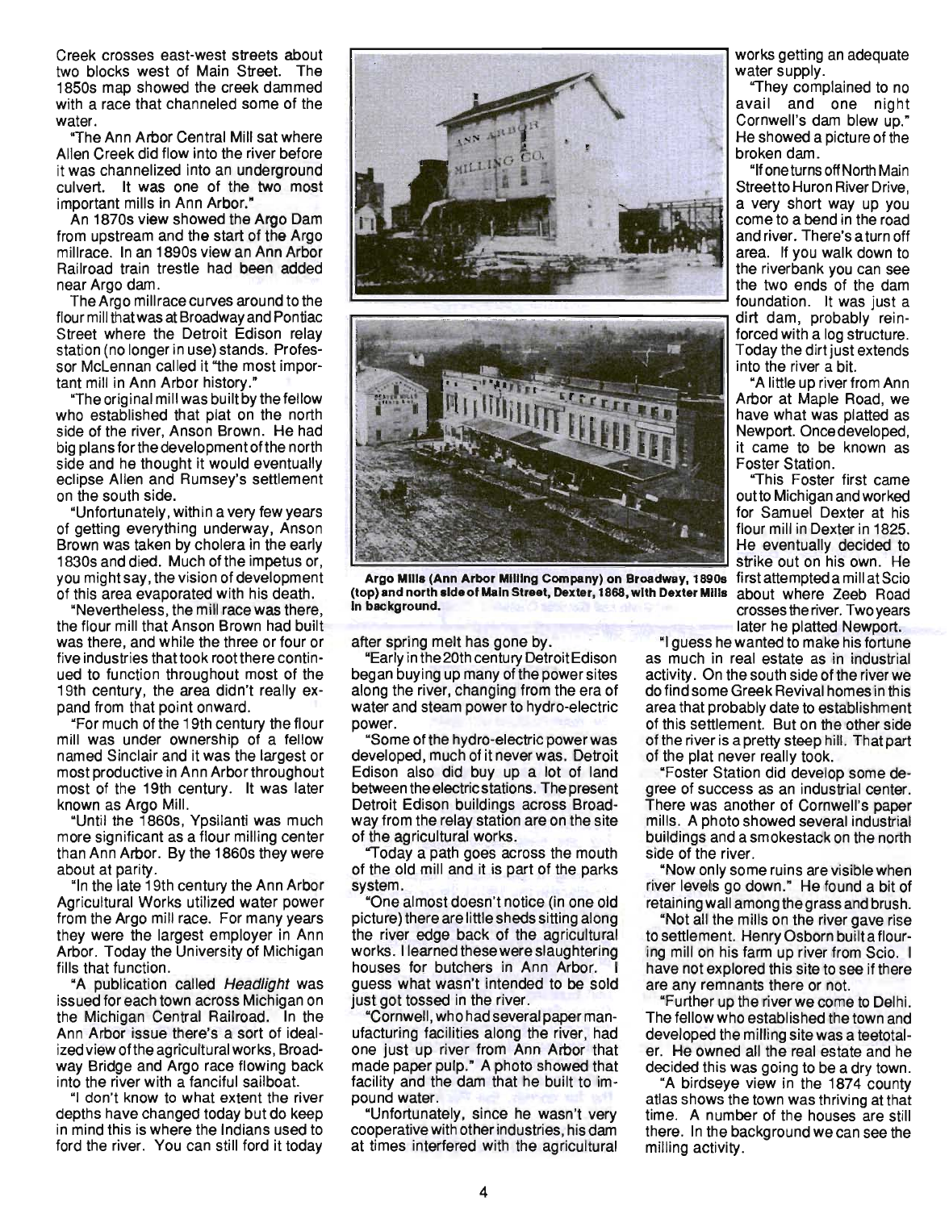Creek crosses east-west streets about two blocks west of Main Street. The 1850s map showed the creek dammed with a race that channeled some of the water.

"The Ann Arbor Central Mill sat where Allen Creek did flow into the river before it was channelized into an underground culvert. It was one of the two most important mills in Ann Arbor."

An 1870s view showed the Argo Dam from upstream and the start of the Argo millrace. In an 1890s view an Ann Arbor Railroad train trestle had been added near Argo dam.

The Argo millrace curves around to the flour mill that was at Broadway and Pontiac Street where the Detroit Edison relay station (no longer in use) stands. Professor McLennan called it "the most important mill in Ann Arbor history."

"The original mill was built by the fellow who established that plat on the north side of the river, Anson Brown. He had big plans for the development of the north side and he thought it would eventually eclipse Allen and Rumsey's settlement on the south side.

"Unfortunately, within a very few years of getting everything underway, Anson Brown was taken by cholera in the early 1830s and died. Much of the impetus or, you might say, the vision of development of this area evaporated with his death.

"Nevertheless, the mill race was there, the flour mill that Anson Brown had built was there, and while the three or four or five industries that took root there continued to function throughout most of the 19th century, the area didn't really expand from that point onward.

"For much of the 19th century the flour mill was under ownership of a fellow named Sinclair and it was the largest or most productive in Ann Arbor throughout most of the 19th century. It was later known as Argo Mill.

"Until the 1860s, Ypsilanti was much more significant as a flour milling center than Ann Arbor. By the 1860s they were about at parity.

"In the late 19th century the Ann Arbor Agricultural Works utilized water power from the Argo mill race. For many years they were the largest employer in Ann Arbor. Today the University of Michigan fills that function.

"A publication called *Headlight* was issued for each town across Michigan on the Michigan Central Railroad. In the Ann Arbor issue there's a sort of idealized view of the agricultural works, Broadway Bridge and Argo race flowing back into the river with a fanciful sailboat.

"I don't know to what extent the river depths have changed today but do keep in mind this is where the Indians used to ford the river. You can still ford it today after spring melt has gone by.

"Early in the 20th century Detroit Edison began buying up many of the power sites along the river, changing from the era of water and steam power to hydro-electric power.

"Some of the hydro-electric power was developed, much of it never was. Detroit Edison also did buy up a lot of land between the electric stations. The present Detroit Edison buildings across Broadway from the relay station are on the site of the agricultural works.

"Today a path goes across the mouth of the old mill and it is part of the parks system.

"One almost doesn't notice (in one old picture) there are little sheds sitting along the river edge back of the agricultural works. I learned these were slaughtering houses for butchers in Ann Arbor. I guess what wasn't intended to be sold just got tossed in the river.

"Cornwell, who had several paper manufacturing facilities along the river, had one just up river from Ann Arbor that made paper pulp." A photo showed that facility and the dam that he built to impound water.

"Unfortunately, since he wasn't very cooperative with other industries, his dam at times interfered with the agricultural works getting an adequate water supply.

"They complained to no avail and one night Cornwell's dam blew up." He showed a picture of the broken dam.

"If one turns off North Main Street to Huron River Drive, a very short way up you come to a bend in the road and river. There's a turn off area. If you walk down to the riverbank you can see the two ends of the dam foundation. It was just a dirt dam, probably reinforced with a log structure. Today the dirt just extends into the river a bit.

"A little up river from Ann Arbor at Maple Road, we have what was platted as Newport. Once developed, it came to be known as Foster Station.

"This Foster first came out to Michigan and worked for Samuel Dexter at his flour mill in Dexter in 1825. He eventually decided to strike out on his own. He first attempted a mill at Scio about where Zeeb Road crosses the river. Two years later he platted Newport.

"I guess he wanted to make his fortune as much in real estate as in industrial activity. On the south side of the river we do find some Greek Revival homes in this area that probably date to establishment of this settlement. But on the other side of the river is a pretty steep hill. That part of the plat never really took.

"Foster Station did develop some degree of success as an industrial center. There was another of Cornwell's paper mills. A photo showed several industrial buildings and a smokestack on the north side of the river.

"Now only some ruins are visible when river levels go down." He found a bit of retaining wall among the grass and brush.

"Not all the mills on the river gave rise to settlement. Henry Osborn built a flouring mill on his farm up river from Scio. I have not explored this site to see if there are any remnants there or not.

"Further up the river we come to Delhi. The fellow who established the town and developed the milling site was a teetotaler. He owned all the real estate and he decided this was going to be a dry town.

"A birdseye view in the 1874 county atlas shows the town was thriving at that time. A number of the houses are still there. In the background we can see the milling activity.

**Argo Mills (Ann Arbor Milling Company) on Broadway, 1890s (top) and north side of Main Street, Dexter, 1868, with Dexter Mills in background.**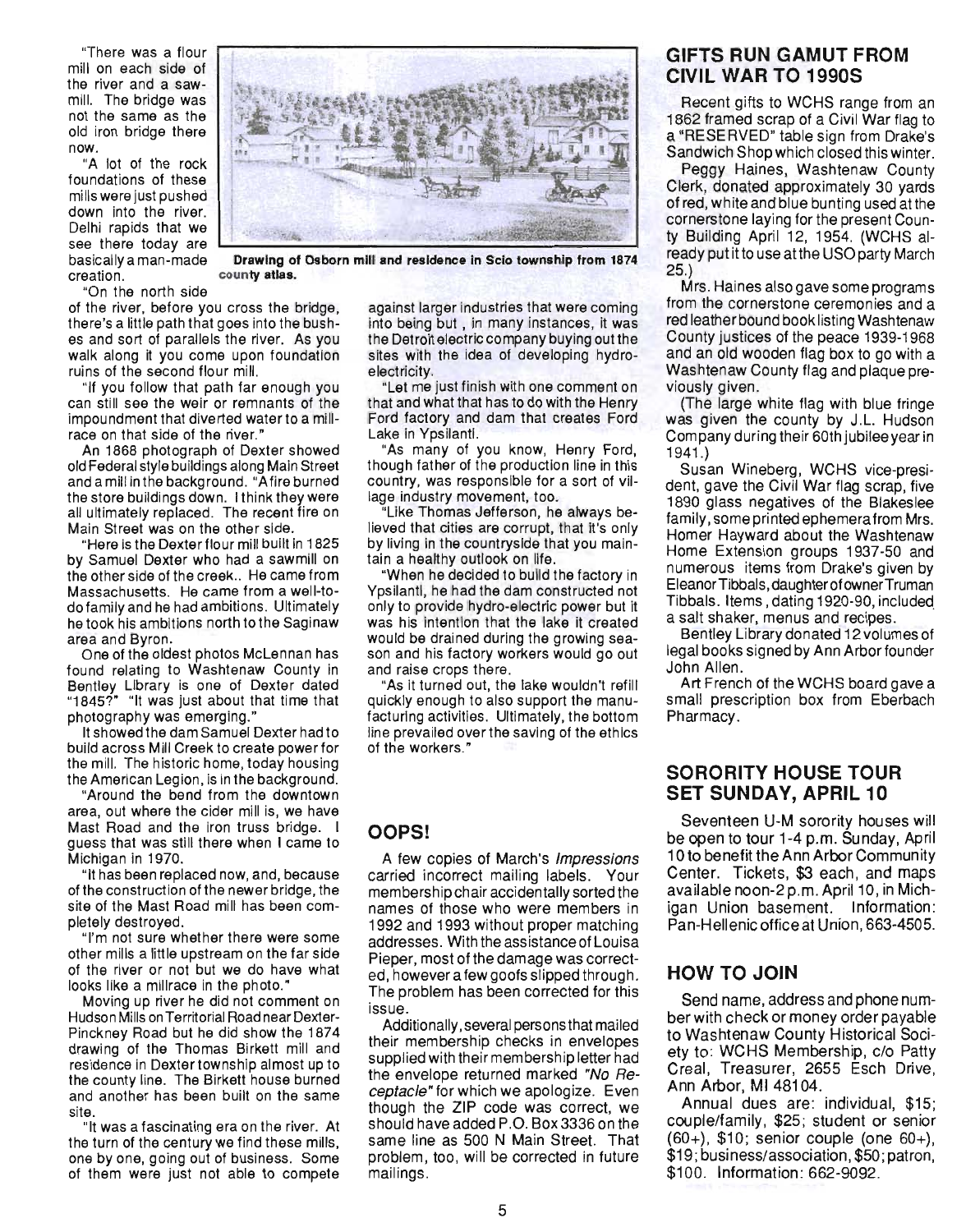"There was a flour mill on each side of the river and a sawmill. The bridge was not the same as the old iron bridge there now.

"A lot of the rock foundations of these mills were just pushed down into the river. Delhi rapids that we see there today are basically a man-made creation.

**Drawing of Osborn mill and residence in Scio township from 1874 county atlas.**

"On the north side of the river, before you cross the bridge, there's a little path that goes into the bushes and sort of parallels the river. As you walk along it you come upon foundation ruins of the second flour mill.

"If you follow that path far enough you can still see the weir or remnants of the impoundment that diverted water to a millrace on that side of the river."

An 1868 photograph of Dexter showed old Federal style buildings along Main Street and a mill in the background. "A fire burned the store buildings down. I think they were all ultimately replaced. The recent fire on Main Street was on the other side.

"Here is the Dexter flour mill built in 1825 by Samuel Dexter who had a sawmill on the other side of the creek.. He came from Massachusetts. He came from a well-to-do family and he had ambitions. Ultimately he took his ambitions north to the Saginaw area and Byron.

One of the oldest photos McLennan has found relating to Washtenaw County in Bentley Library is one of Dexter dated "1845?" "It was just about that time that photography was emerging."

It showed the dam Samuel Dexter had to build across Mill Creek to create power for the mill. The historic home, today housing the American Legion, is in the background.

"Around the bend from the downtown area, out where the cider mill is, we have Mast Road and the iron truss bridge. I guess that was still there when I came to Michigan in 1970.

"It has been replaced now, and, because of the construction of the newer bridge, the site of the Mast Road mill has been completely destroyed.

"I'm not sure whether there were some other mills a little upstream on the far side of the river or not but we do have what looks like a millrace in the photo."

Moving up river he did not comment on Hudson Mills on Territorial Road near Dexter-Pinckney Road but he did show the 1874 drawing of the Thomas Birkett mill and residence in Dexter township almost up to the county line. The Birkett house burned and another has been built on the same site.

"It was a fascinating era on the river. At the turn of the century we find these mills, one by one, going out of business. Some of them were just not able to compete against larger industries that were coming into being but , in many instances, it was the Detroit electric company buying out the sites with the idea of developing hydro-electricity.

"Let me just finish with one comment on that and what that has to do with the Henry Ford factory and dam that creates Ford Lake in Ypsilanti.

"As many of you know, Henry Ford, though father of the production line in this country, was responsible for a sort of village industry movement, too.

"Like Thomas Jefferson, he always believed that cities are corrupt, that it's only by living in the countryside that you maintain a healthy outlook on life.

"When he decided to build the factory in Ypsilanti, he had the dam constructed not only to provide hydro-electric power but it was his intention that the lake it created would be drained during the growing season and his factory workers would go out and raise crops there.

"As it turned out, the lake wouldn't refill quickly enough to also support the manufacturing activities. Ultimately, the bottom line prevailed over the saving of the ethics of the workers."

## OOPS!

A few copies of March's *Impressions* carried incorrect mailing labels. Your membership chair accidentally sorted the names of those who were members in 1992 and 1993 without proper matching addresses. With the assistance of Louisa Pieper, most of the damage was corrected, however a few goofs slipped through. The problem has been corrected for this issue.

Additionally, several persons that mailed their membership checks in envelopes supplied with their membership letter had the envelope returned marked *"No Receptacle"* for which we apologize. Even though the ZIP code was correct, we should have added P.O. Box 3336 on the same line as 500 N Main Street. That problem, too, will be corrected in future mailings.

## GIFTS RUN GAMUT FROM CIVIL WAR TO 1990S

Recent gifts to WCHS range from an 1862 framed scrap of a Civil War flag to a "RESERVED" table sign from Drake's Sandwich Shop which closed this winter.

Peggy Haines, Washtenaw County Clerk, donated approximately 30 yards of red, white and blue bunting used at the cornerstone laying for the present County Building April 12, 1954. (WCHS already put it to use at the USO party March 25.)

Mrs. Haines also gave some programs from the cornerstone ceremonies and a red leather bound book listing Washtenaw County justices of the peace 1939-1968 and an old wooden flag box to go with a Washtenaw County flag and plaque previously given.

(The large white flag with blue fringe was given the county by J.L. Hudson Company during their 60th jubilee year in 1941.)

Susan Wineberg, WCHS vice-president, gave the Civil War flag scrap, five 1890 glass negatives of the Blakeslee family, some printed ephemera from Mrs. Homer Hayward about the Washtenaw Home Extension groups 1937-50 and numerous items from Drake's given by Eleanor Tibbals, daughter of owner Truman Tibbals. Items , dating 1920-90, included a salt shaker, menus and recipes.

Bentley Library donated 12 volumes of legal books signed by Ann Arbor founder John Allen.

Art French of the WCHS board gave a small prescription box from Eberbach Pharmacy.

## SORORITY HOUSE TOUR SET SUNDAY, APRIL 10

Seventeen U-M sorority houses will be open to tour 1-4 p.m. Sunday, April 10 to benefit the Ann Arbor Community Center. Tickets, $3 each, and maps available noon-2 p.m. April 10, in Michigan Union basement. Information: Pan-Hellenic office at Union, 663-4505.

## HOW TO JOIN

Send name, address and phone number with check or money order payable to Washtenaw County Historical Society to: WCHS Membership, c/o Patty Creal, Treasurer, 2655 Esch Drive, Ann Arbor, MI 48104.

Annual dues are: individual, $15; couple/family, $25; student or senior (60+), $10; senior couple (one 60+), $19; business/association, $50; patron, $100. Information: 662-9092.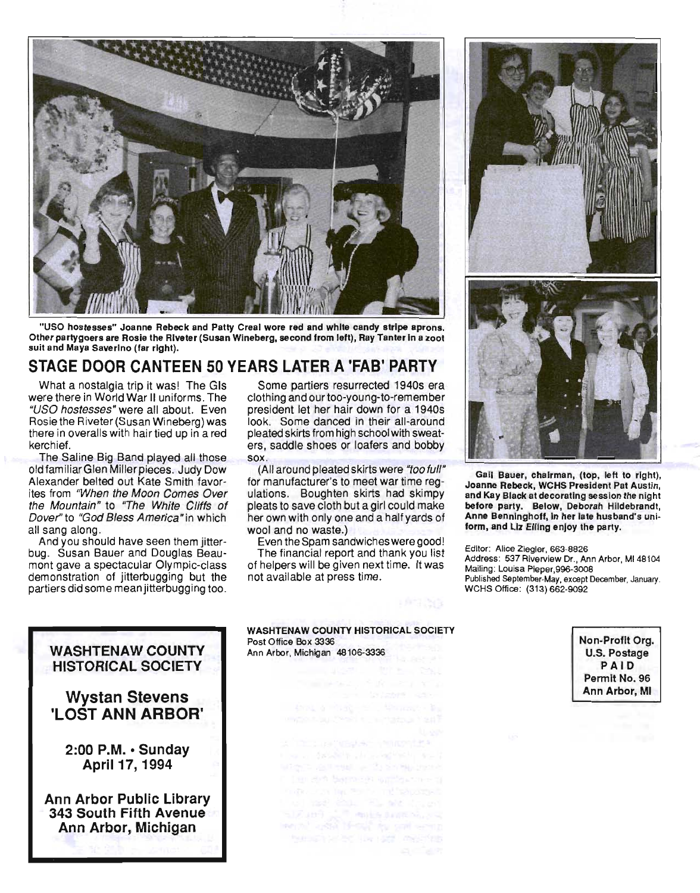"USO hostesses" Joanne Rebeck and Patty Creal wore red and white candy stripe aprons. Other partygoers are Rosie the Riveter (Susan Wineberg, second from left), Ray Tanter in a zoot suit and Maya Saverino (far right).

## STAGE DOOR CANTEEN 50 YEARS LATER A 'FAB' PARTY

What a nostalgia trip it was! The GIs were there in World War II uniforms. The *"USO hostesses"* were all about. Even Rosie the Riveter (Susan Wineberg) was there in overalls with hair tied up in a red kerchief.

The Saline Big Band played all those old familiar Glen Miller pieces. Judy Dow Alexander belted out Kate Smith favorites from *"When the Moon Comes Over the Mountain"* to *"The White Cliffs of Dover"* to *"God Bless America"* in which all sang along.

And you should have seen them jitterbug. Susan Bauer and Douglas Beaumont gave a spectacular Olympic-class demonstration of jitterbugging but the partiers did some mean jitterbugging too.

Some partiers resurrected 1940s era clothing and our too-young-to-remember president let her hair down for a 1940s look. Some danced in their all-around pleated skirts from high school with sweaters, saddle shoes or loafers and bobby sox.

(All around pleated skirts were *"too full"* for manufacturer's to meet war time regulations. Boughten skirts had skimpy pleats to save cloth but a girl could make her own with only one and a half yards of wool and no waste.)

Even the Spam sandwiches were good!

The financial report and thank you list of helpers will be given next time. It was not available at press time.

Gail Bauer, chairman, (top, left to right), Joanne Rebeck, WCHS President Pat Austin, and Kay Black at decorating session the night before party. Below, Deborah Hildebrandt, Anne Benninghoff, in her late husband's uniform, and Liz Elling enjoy the party.

Editor: Alice Ziegler, 663-8826
Address: 537 Riverview Dr., Ann Arbor, MI 48104
Mailing: Louisa Pieper,996-3008
Published September-May, except December, January.
WCHS Office: (313) 662-9092

**WASHTENAW COUNTY HISTORICAL SOCIETY**

**Wystan Stevens**
**'LOST ANN ARBOR'**

**2:00 P.M. • Sunday**
**April 17, 1994**

**Ann Arbor Public Library**
**343 South Fifth Avenue**
**Ann Arbor, Michigan**

**WASHTENAW COUNTY HISTORICAL SOCIETY**
Post Office Box 3336
Ann Arbor, Michigan 48106-3336

Non-Profit Org.
U.S. Postage
PAID
Permit No. 96
Ann Arbor, MI